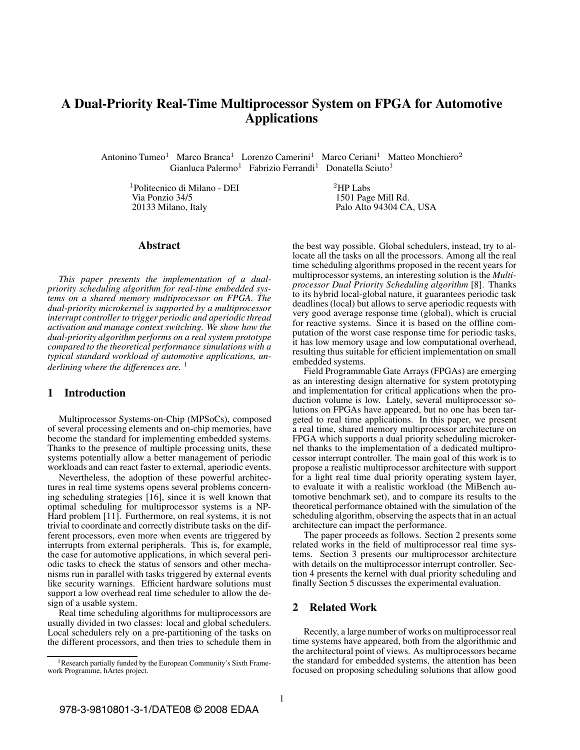# A Dual-Priority Real-Time Multiprocessor System on FPGA for Automotive Applications

Antonino Tumeo[1] Marco Branca[1] Lorenzo Camerini[1] Marco Ceriani[1] Matteo Monchiero[2] Gianluca Palermo[1] Fabrizio Ferrandi[1] Donatella Sciuto[1]

[1]Politecnico di Milano - DEI
Via Ponzio 34/5
20133 Milano, Italy

[2]HP Labs
1501 Page Mill Rd.
Palo Alto 94304 CA, USA

## Abstract

*This paper presents the implementation of a dual-priority scheduling algorithm for real-time embedded systems on a shared memory multiprocessor on FPGA. The dual-priority microkernel is supported by a multiprocessor interrupt controller to trigger periodic and aperiodic thread activation and manage context switching. We show how the dual-priority algorithm performs on a real system prototype compared to the theoretical performance simulations with a typical standard workload of automotive applications, underlining where the differences are.* [1]

## 1 Introduction

Multiprocessor Systems-on-Chip (MPSoCs), composed of several processing elements and on-chip memories, have become the standard for implementing embedded systems. Thanks to the presence of multiple processing units, these systems potentially allow a better management of periodic workloads and can react faster to external, aperiodic events.

Nevertheless, the adoption of these powerful architectures in real time systems opens several problems concerning scheduling strategies [16], since it is well known that optimal scheduling for multiprocessor systems is a NP-Hard problem [11]. Furthermore, on real systems, it is not trivial to coordinate and correctly distribute tasks on the different processors, even more when events are triggered by interrupts from external peripherals. This is, for example, the case for automotive applications, in which several periodic tasks to check the status of sensors and other mechanisms run in parallel with tasks triggered by external events like security warnings. Efficient hardware solutions must support a low overhead real time scheduler to allow the design of a usable system.

Real time scheduling algorithms for multiprocessors are usually divided in two classes: local and global schedulers. Local schedulers rely on a pre-partitioning of the tasks on the different processors, and then tries to schedule them in the best way possible. Global schedulers, instead, try to allocate all the tasks on all the processors. Among all the real time scheduling algorithms proposed in the recent years for multiprocessor systems, an interesting solution is the *Multiprocessor Dual Priority Scheduling algorithm* [8]. Thanks to its hybrid local-global nature, it guarantees periodic task deadlines (local) but allows to serve aperiodic requests with very good average response time (global), which is crucial for reactive systems. Since it is based on the offline computation of the worst case response time for periodic tasks, it has low memory usage and low computational overhead, resulting thus suitable for efficient implementation on small embedded systems.

Field Programmable Gate Arrays (FPGAs) are emerging as an interesting design alternative for system prototyping and implementation for critical applications when the production volume is low. Lately, several multiprocessor solutions on FPGAs have appeared, but no one has been targeted to real time applications. In this paper, we present a real time, shared memory multiprocessor architecture on FPGA which supports a dual priority scheduling microkernel thanks to the implementation of a dedicated multiprocessor interrupt controller. The main goal of this work is to propose a realistic multiprocessor architecture with support for a light real time dual priority operating system layer, to evaluate it with a realistic workload (the MiBench automotive benchmark set), and to compare its results to the theoretical performance obtained with the simulation of the scheduling algorithm, observing the aspects that in an actual architecture can impact the performance.

The paper proceeds as follows. Section 2 presents some related works in the field of multiprocessor real time systems. Section 3 presents our multiprocessor architecture with details on the multiprocessor interrupt controller. Section 4 presents the kernel with dual priority scheduling and finally Section 5 discusses the experimental evaluation.

## 2 Related Work

Recently, a large number of works on multiprocessor real time systems have appeared, both from the algorithmic and the architectural point of views. As multiprocessors became the standard for embedded systems, the attention has been focused on proposing scheduling solutions that allow good

[1]Research partially funded by the European Community's Sixth Framework Programme, hArtes project.

978-3-9810801-3-1/DATE08 © 2008 EDAA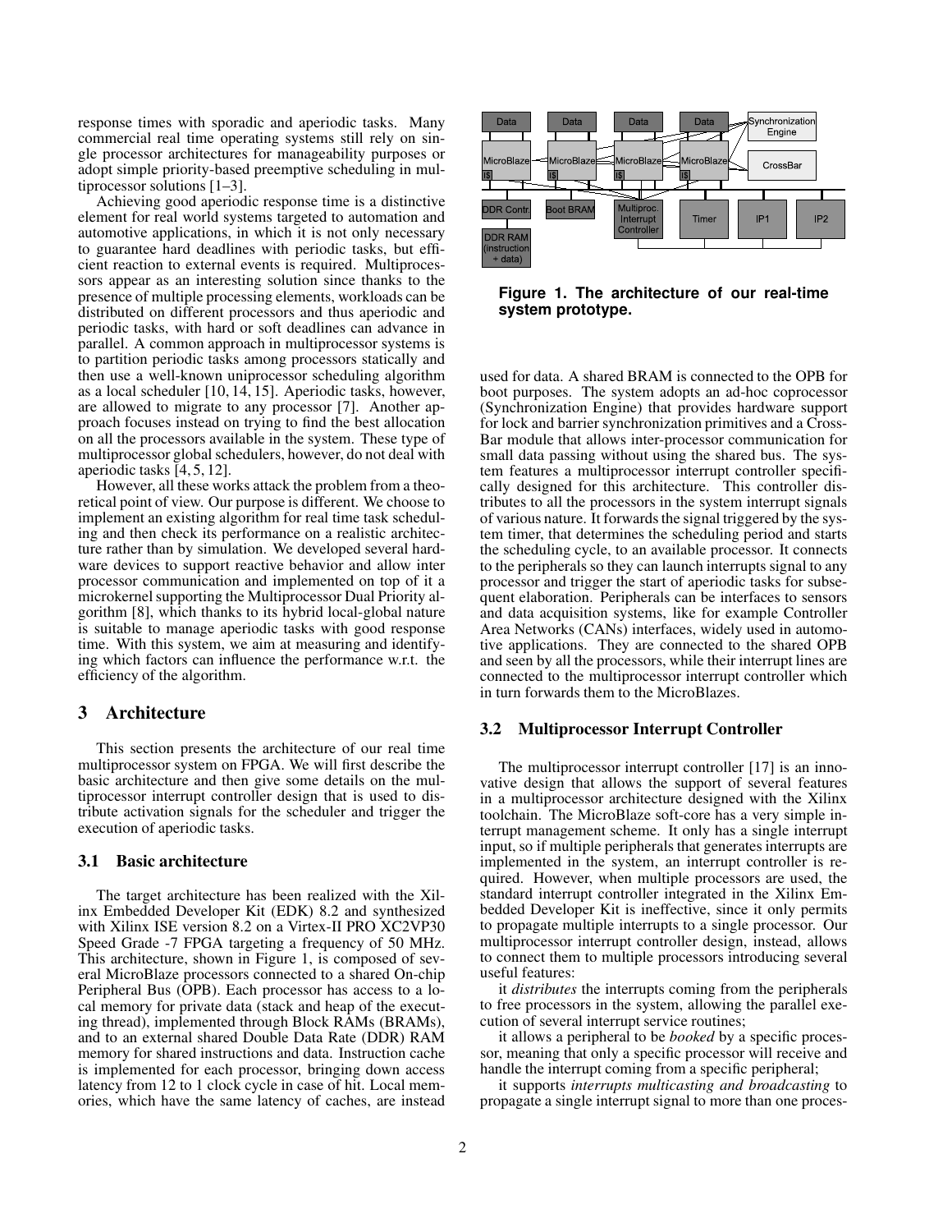response times with sporadic and aperiodic tasks. Many commercial real time operating systems still rely on single processor architectures for manageability purposes or adopt simple priority-based preemptive scheduling in multiprocessor solutions [1–3].

Achieving good aperiodic response time is a distinctive element for real world systems targeted to automation and automotive applications, in which it is not only necessary to guarantee hard deadlines with periodic tasks, but efficient reaction to external events is required. Multiprocessors appear as an interesting solution since thanks to the presence of multiple processing elements, workloads can be distributed on different processors and thus aperiodic and periodic tasks, with hard or soft deadlines can advance in parallel. A common approach in multiprocessor systems is to partition periodic tasks among processors statically and then use a well-known uniprocessor scheduling algorithm as a local scheduler [10, 14, 15]. Aperiodic tasks, however, are allowed to migrate to any processor [7]. Another approach focuses instead on trying to find the best allocation on all the processors available in the system. These type of multiprocessor global schedulers, however, do not deal with aperiodic tasks [4, 5, 12].

However, all these works attack the problem from a theoretical point of view. Our purpose is different. We choose to implement an existing algorithm for real time task scheduling and then check its performance on a realistic architecture rather than by simulation. We developed several hardware devices to support reactive behavior and allow inter processor communication and implemented on top of it a microkernel supporting the Multiprocessor Dual Priority algorithm [8], which thanks to its hybrid local-global nature is suitable to manage aperiodic tasks with good response time. With this system, we aim at measuring and identifying which factors can influence the performance w.r.t. the efficiency of the algorithm.

## 3 Architecture

This section presents the architecture of our real time multiprocessor system on FPGA. We will first describe the basic architecture and then give some details on the multiprocessor interrupt controller design that is used to distribute activation signals for the scheduler and trigger the execution of aperiodic tasks.

### 3.1 Basic architecture

The target architecture has been realized with the Xilinx Embedded Developer Kit (EDK) 8.2 and synthesized with Xilinx ISE version 8.2 on a Virtex-II PRO XC2VP30 Speed Grade -7 FPGA targeting a frequency of 50 MHz. This architecture, shown in Figure 1, is composed of several MicroBlaze processors connected to a shared On-chip Peripheral Bus (OPB). Each processor has access to a local memory for private data (stack and heap of the executing thread), implemented through Block RAMs (BRAMs), and to an external shared Double Data Rate (DDR) RAM memory for shared instructions and data. Instruction cache is implemented for each processor, bringing down access latency from 12 to 1 clock cycle in case of hit. Local memories, which have the same latency of caches, are instead used for data. A shared BRAM is connected to the OPB for boot purposes. The system adopts an ad-hoc coprocessor (Synchronization Engine) that provides hardware support for lock and barrier synchronization primitives and a CrossBar module that allows inter-processor communication for small data passing without using the shared bus. The system features a multiprocessor interrupt controller specifically designed for this architecture. This controller distributes to all the processors in the system interrupt signals of various nature. It forwards the signal triggered by the system timer, that determines the scheduling period and starts the scheduling cycle, to an available processor. It connects to the peripherals so they can launch interrupts signal to any processor and trigger the start of aperiodic tasks for subsequent elaboration. Peripherals can be interfaces to sensors and data acquisition systems, like for example Controller Area Networks (CANs) interfaces, widely used in automotive applications. They are connected to the shared OPB and seen by all the processors, while their interrupt lines are connected to the multiprocessor interrupt controller which in turn forwards them to the MicroBlazes.

Data
Data
Data
Data
Synchronization Engine
MicroBlaze
MicroBlaze
MicroBlaze
MicroBlaze
I$
I$
I$
I$
CrossBar
DDR Contr.
Boot BRAM
Multiproc. Interrupt Controller
Timer
IP1
IP2
DDR RAM (instruction + data)

**Figure 1. The architecture of our real-time system prototype.**

### 3.2 Multiprocessor Interrupt Controller

The multiprocessor interrupt controller [17] is an innovative design that allows the support of several features in a multiprocessor architecture designed with the Xilinx toolchain. The MicroBlaze soft-core has a very simple interrupt management scheme. It only has a single interrupt input, so if multiple peripherals that generates interrupts are implemented in the system, an interrupt controller is required. However, when multiple processors are used, the standard interrupt controller integrated in the Xilinx Embedded Developer Kit is ineffective, since it only permits to propagate multiple interrupts to a single processor. Our multiprocessor interrupt controller design, instead, allows to connect them to multiple processors introducing several useful features:

it *distributes* the interrupts coming from the peripherals to free processors in the system, allowing the parallel execution of several interrupt service routines;

it allows a peripheral to be *booked* by a specific processor, meaning that only a specific processor will receive and handle the interrupt coming from a specific peripheral;

it supports *interrupts multicasting and broadcasting* to propagate a single interrupt signal to more than one proces-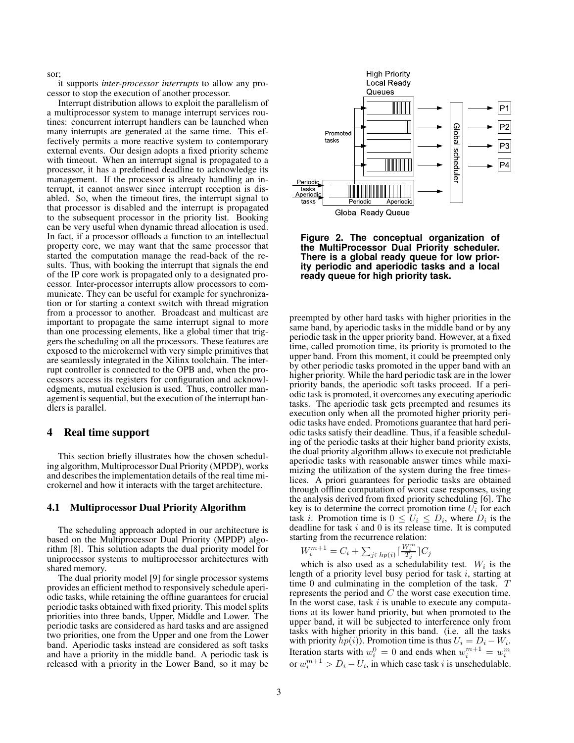sor;

it supports *inter-processor interrupts* to allow any processor to stop the execution of another processor.

Interrupt distribution allows to exploit the parallelism of a multiprocessor system to manage interrupt services routines: concurrent interrupt handlers can be launched when many interrupts are generated at the same time. This effectively permits a more reactive system to contemporary external events. Our design adopts a fixed priority scheme with timeout. When an interrupt signal is propagated to a processor, it has a predefined deadline to acknowledge its management. If the processor is already handling an interrupt, it cannot answer since interrupt reception is disabled. So, when the timeout fires, the interrupt signal to that processor is disabled and the interrupt is propagated to the subsequent processor in the priority list. Booking can be very useful when dynamic thread allocation is used. In fact, if a processor offloads a function to an intellectual property core, we may want that the same processor that started the computation manage the read-back of the results. Thus, with booking the interrupt that signals the end of the IP core work is propagated only to a designated processor. Inter-processor interrupts allow processors to communicate. They can be useful for example for synchronization or for starting a context switch with thread migration from a processor to another. Broadcast and multicast are important to propagate the same interrupt signal to more than one processing elements, like a global timer that triggers the scheduling on all the processors. These features are exposed to the microkernel with very simple primitives that are seamlessly integrated in the Xilinx toolchain. The interrupt controller is connected to the OPB and, when the processors access its registers for configuration and acknowledgments, mutual exclusion is used. Thus, controller management is sequential, but the execution of the interrupt handlers is parallel.

## 4 Real time support

This section briefly illustrates how the chosen scheduling algorithm, Multiprocessor Dual Priority (MPDP), works and describes the implementation details of the real time microkernel and how it interacts with the target architecture.

### 4.1 Multiprocessor Dual Priority Algorithm

The scheduling approach adopted in our architecture is based on the Multiprocessor Dual Priority (MPDP) algorithm [8]. This solution adapts the dual priority model for uniprocessor systems to multiprocessor architectures with shared memory.

The dual priority model [9] for single processor systems provides an efficient method to responsively schedule aperiodic tasks, while retaining the offline guarantees for crucial periodic tasks obtained with fixed priority. This model splits priorities into three bands, Upper, Middle and Lower. The periodic tasks are considered as hard tasks and are assigned two priorities, one from the Upper and one from the Lower band. Aperiodic tasks instead are considered as soft tasks and have a priority in the middle band. A periodic task is released with a priority in the Lower Band, so it may be preempted by other hard tasks with higher priorities in the same band, by aperiodic tasks in the middle band or by any periodic task in the upper priority band. However, at a fixed time, called promotion time, its priority is promoted to the upper band. From this moment, it could be preempted only by other periodic tasks promoted in the upper band with an higher priority. While the hard periodic task are in the lower priority bands, the aperiodic soft tasks proceed. If a periodic task is promoted, it overcomes any executing aperiodic tasks. The aperiodic task gets preempted and resumes its execution only when all the promoted higher priority periodic tasks have ended. Promotions guarantee that hard periodic tasks satisfy their deadline. Thus, if a feasible scheduling of the periodic tasks at their higher band priority exists, the dual priority algorithm allows to execute not predictable aperiodic tasks with reasonable answer times while maximizing the utilization of the system during the free timeslices. A priori guarantees for periodic tasks are obtained through offline computation of worst case responses, using the analysis derived from fixed priority scheduling [6]. The key is to determine the correct promotion time $U_i$ for each task $i$. Promotion time is $0 \leq U_i \leq D_i$, where $D_i$ is the deadline for task $i$ and 0 is its release time. It is computed starting from the recurrence relation:

$$W_i^{m+1} = C_i + \sum_{j \in hp(i)} \lceil \frac{W_i^m}{T_j} \rceil C_j$$

which is also used as a schedulability test. $W_i$ is the length of a priority level busy period for task $i$, starting at time 0 and culminating in the completion of the task. $T$ represents the period and $C$ the worst case execution time. In the worst case, task $i$ is unable to execute any computations at its lower band priority, but when promoted to the upper band, it will be subjected to interference only from tasks with higher priority in this band. (i.e. all the tasks with priority $hp(i)$). Promotion time is thus $U_i = D_i - W_i$. Iteration starts with $w_i^0 = 0$ and ends when $w_i^{m+1} = w_i^m$ or $w_i^{m+1} > D_i - U_i$, in which case task $i$ is unschedulable.

**Figure 2. The conceptual organization of the MultiProcessor Dual Priority scheduler. There is a global ready queue for low priority periodic and aperiodic tasks and a local ready queue for high priority task.**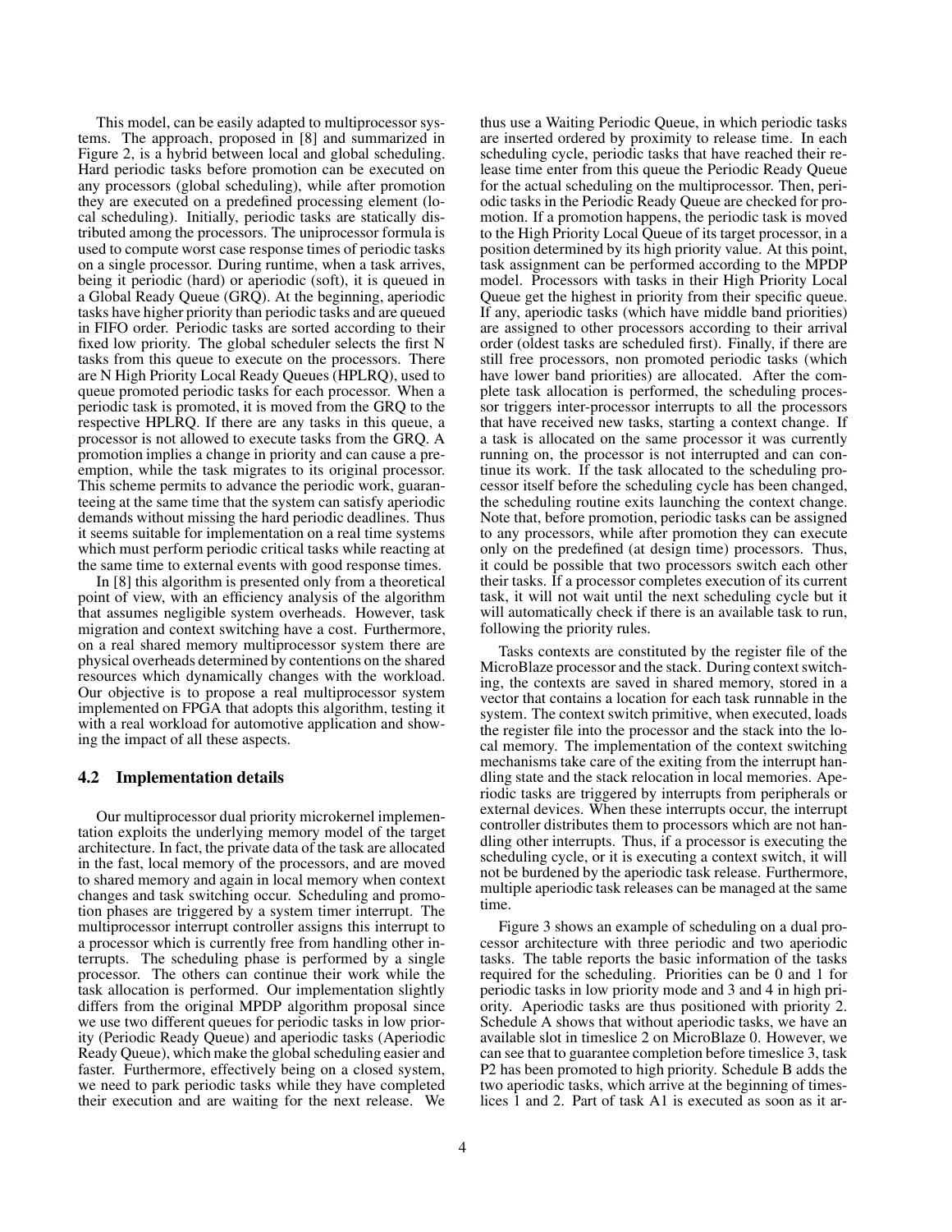This model, can be easily adapted to multiprocessor systems. The approach, proposed in [8] and summarized in Figure 2, is a hybrid between local and global scheduling. Hard periodic tasks before promotion can be executed on any processors (global scheduling), while after promotion they are executed on a predefined processing element (local scheduling). Initially, periodic tasks are statically distributed among the processors. The uniprocessor formula is used to compute worst case response times of periodic tasks on a single processor. During runtime, when a task arrives, being it periodic (hard) or aperiodic (soft), it is queued in a Global Ready Queue (GRQ). At the beginning, aperiodic tasks have higher priority than periodic tasks and are queued in FIFO order. Periodic tasks are sorted according to their fixed low priority. The global scheduler selects the first N tasks from this queue to execute on the processors. There are N High Priority Local Ready Queues (HPLRQ), used to queue promoted periodic tasks for each processor. When a periodic task is promoted, it is moved from the GRQ to the respective HPLRQ. If there are any tasks in this queue, a processor is not allowed to execute tasks from the GRQ. A promotion implies a change in priority and can cause a preemption, while the task migrates to its original processor. This scheme permits to advance the periodic work, guaranteeing at the same time that the system can satisfy aperiodic demands without missing the hard periodic deadlines. Thus it seems suitable for implementation on a real time systems which must perform periodic critical tasks while reacting at the same time to external events with good response times.

In [8] this algorithm is presented only from a theoretical point of view, with an efficiency analysis of the algorithm that assumes negligible system overheads. However, task migration and context switching have a cost. Furthermore, on a real shared memory multiprocessor system there are physical overheads determined by contentions on the shared resources which dynamically changes with the workload. Our objective is to propose a real multiprocessor system implemented on FPGA that adopts this algorithm, testing it with a real workload for automotive application and showing the impact of all these aspects.

### 4.2 Implementation details

Our multiprocessor dual priority microkernel implementation exploits the underlying memory model of the target architecture. In fact, the private data of the task are allocated in the fast, local memory of the processors, and are moved to shared memory and again in local memory when context changes and task switching occur. Scheduling and promotion phases are triggered by a system timer interrupt. The multiprocessor interrupt controller assigns this interrupt to a processor which is currently free from handling other interrupts. The scheduling phase is performed by a single processor. The others can continue their work while the task allocation is performed. Our implementation slightly differs from the original MPDP algorithm proposal since we use two different queues for periodic tasks in low priority (Periodic Ready Queue) and aperiodic tasks (Aperiodic Ready Queue), which make the global scheduling easier and faster. Furthermore, effectively being on a closed system, we need to park periodic tasks while they have completed their execution and are waiting for the next release. We thus use a Waiting Periodic Queue, in which periodic tasks are inserted ordered by proximity to release time. In each scheduling cycle, periodic tasks that have reached their release time enter from this queue the Periodic Ready Queue for the actual scheduling on the multiprocessor. Then, periodic tasks in the Periodic Ready Queue are checked for promotion. If a promotion happens, the periodic task is moved to the High Priority Local Queue of its target processor, in a position determined by its high priority value. At this point, task assignment can be performed according to the MPDP model. Processors with tasks in their High Priority Local Queue get the highest in priority from their specific queue. If any, aperiodic tasks (which have middle band priorities) are assigned to other processors according to their arrival order (oldest tasks are scheduled first). Finally, if there are still free processors, non promoted periodic tasks (which have lower band priorities) are allocated. After the complete task allocation is performed, the scheduling processor triggers inter-processor interrupts to all the processors that have received new tasks, starting a context change. If a task is allocated on the same processor it was currently running on, the processor is not interrupted and can continue its work. If the task allocated to the scheduling processor itself before the scheduling cycle has been changed, the scheduling routine exits launching the context change. Note that, before promotion, periodic tasks can be assigned to any processors, while after promotion they can execute only on the predefined (at design time) processors. Thus, it could be possible that two processors switch each other their tasks. If a processor completes execution of its current task, it will not wait until the next scheduling cycle but it will automatically check if there is an available task to run, following the priority rules.

Tasks contexts are constituted by the register file of the MicroBlaze processor and the stack. During context switching, the contexts are saved in shared memory, stored in a vector that contains a location for each task runnable in the system. The context switch primitive, when executed, loads the register file into the processor and the stack into the local memory. The implementation of the context switching mechanisms take care of the exiting from the interrupt handling state and the stack relocation in local memories. Aperiodic tasks are triggered by interrupts from peripherals or external devices. When these interrupts occur, the interrupt controller distributes them to processors which are not handling other interrupts. Thus, if a processor is executing the scheduling cycle, or it is executing a context switch, it will not be burdened by the aperiodic task release. Furthermore, multiple aperiodic task releases can be managed at the same time.

Figure 3 shows an example of scheduling on a dual processor architecture with three periodic and two aperiodic tasks. The table reports the basic information of the tasks required for the scheduling. Priorities can be 0 and 1 for periodic tasks in low priority mode and 3 and 4 in high priority. Aperiodic tasks are thus positioned with priority 2. Schedule A shows that without aperiodic tasks, we have an available slot in timeslice 2 on MicroBlaze 0. However, we can see that to guarantee completion before timeslice 3, task P2 has been promoted to high priority. Schedule B adds the two aperiodic tasks, which arrive at the beginning of timeslices 1 and 2. Part of task A1 is executed as soon as it ar-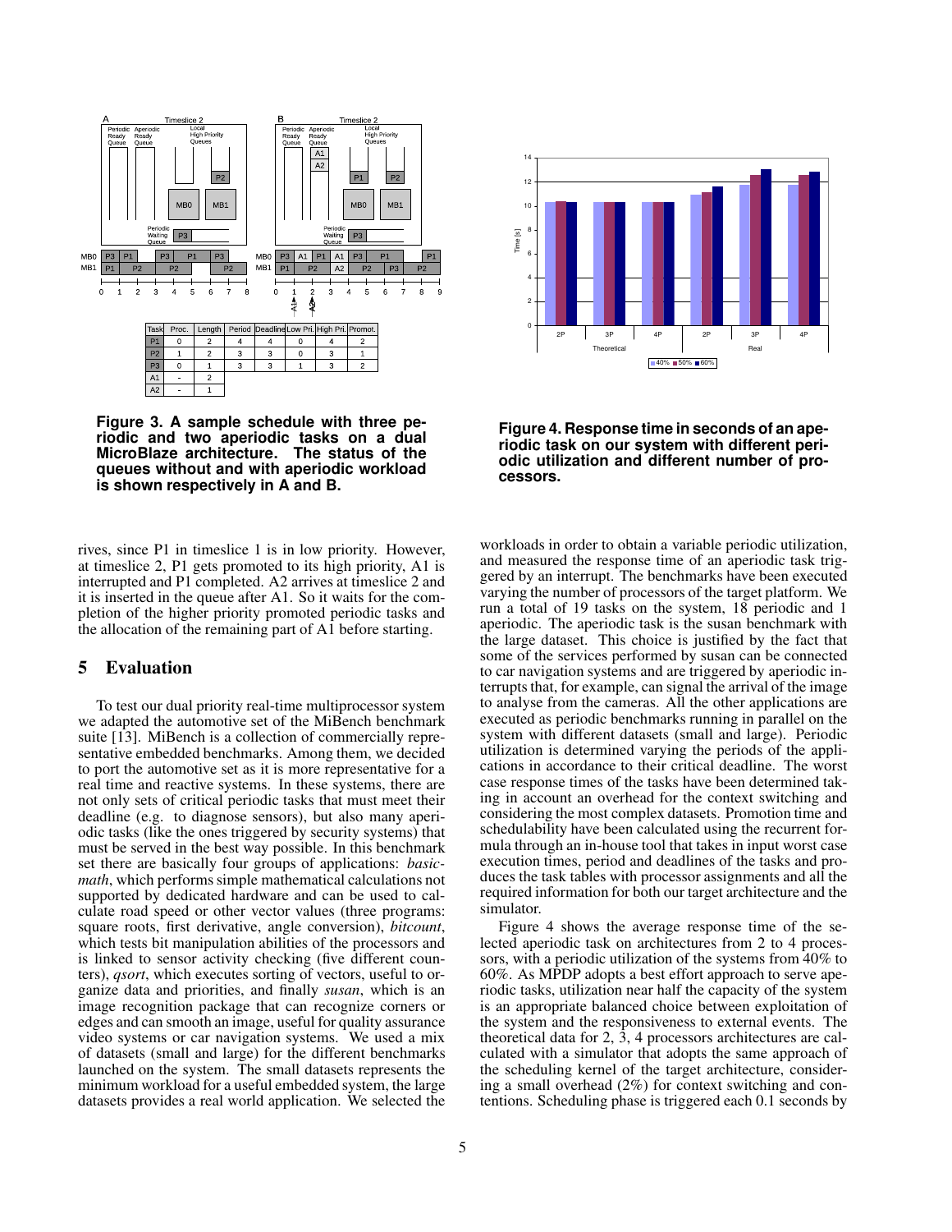| Task | Proc. | Length | Period | Deadline | Low Pri. | High Pri. | Promot. |
|---|---|---|---|---|---|---|---|
| P1 | 0 | 2 | 4 | 4 | 0 | 4 | 2 |
| P2 | 1 | 2 | 3 | 3 | 0 | 3 | 1 |
| P3 | 0 | 1 | 3 | 3 | 1 | 3 | 2 |
| A1 | - | 2 | | | | | |
| A2 | - | 1 | | | | | |

**Figure 3. A sample schedule with three periodic and two aperiodic tasks on a dual MicroBlaze architecture. The status of the queues without and with aperiodic workload is shown respectively in A and B.**

**Figure 4. Response time in seconds of an aperiodic task on our system with different periodic utilization and different number of processors.**

rives, since P1 in timeslice 1 is in low priority. However, at timeslice 2, P1 gets promoted to its high priority, A1 is interrupted and P1 completed. A2 arrives at timeslice 2 and it is inserted in the queue after A1. So it waits for the completion of the higher priority promoted periodic tasks and the allocation of the remaining part of A1 before starting.

## 5 Evaluation

To test our dual priority real-time multiprocessor system we adapted the automotive set of the MiBench benchmark suite [13]. MiBench is a collection of commercially representative embedded benchmarks. Among them, we decided to port the automotive set as it is more representative for a real time and reactive systems. In these systems, there are not only sets of critical periodic tasks that must meet their deadline (e.g. to diagnose sensors), but also many aperiodic tasks (like the ones triggered by security systems) that must be served in the best way possible. In this benchmark set there are basically four groups of applications: *basicmath*, which performs simple mathematical calculations not supported by dedicated hardware and can be used to calculate road speed or other vector values (three programs: square roots, first derivative, angle conversion), *bitcount*, which tests bit manipulation abilities of the processors and is linked to sensor activity checking (five different counters), *qsort*, which executes sorting of vectors, useful to organize data and priorities, and finally *susan*, which is an image recognition package that can recognize corners or edges and can smooth an image, useful for quality assurance video systems or car navigation systems. We used a mix of datasets (small and large) for the different benchmarks launched on the system. The small datasets represents the minimum workload for a useful embedded system, the large datasets provides a real world application. We selected the workloads in order to obtain a variable periodic utilization, and measured the response time of an aperiodic task triggered by an interrupt. The benchmarks have been executed varying the number of processors of the target platform. We run a total of 19 tasks on the system, 18 periodic and 1 aperiodic. The aperiodic task is the susan benchmark with the large dataset. This choice is justified by the fact that some of the services performed by susan can be connected to car navigation systems and are triggered by aperiodic interrupts that, for example, can signal the arrival of the image to analyse from the cameras. All the other applications are executed as periodic benchmarks running in parallel on the system with different datasets (small and large). Periodic utilization is determined varying the periods of the applications in accordance to their critical deadline. The worst case response times of the tasks have been determined taking in account an overhead for the context switching and considering the most complex datasets. Promotion time and schedulability have been calculated using the recurrent formula through an in-house tool that takes in input worst case execution times, period and deadlines of the tasks and produces the task tables with processor assignments and all the required information for both our target architecture and the simulator.

Figure 4 shows the average response time of the selected aperiodic task on architectures from 2 to 4 processors, with a periodic utilization of the systems from 40% to 60%. As MPDP adopts a best effort approach to serve aperiodic tasks, utilization near half the capacity of the system is an appropriate balanced choice between exploitation of the system and the responsiveness to external events. The theoretical data for 2, 3, 4 processors architectures are calculated with a simulator that adopts the same approach of the scheduling kernel of the target architecture, considering a small overhead (2%) for context switching and contentions. Scheduling phase is triggered each 0.1 seconds by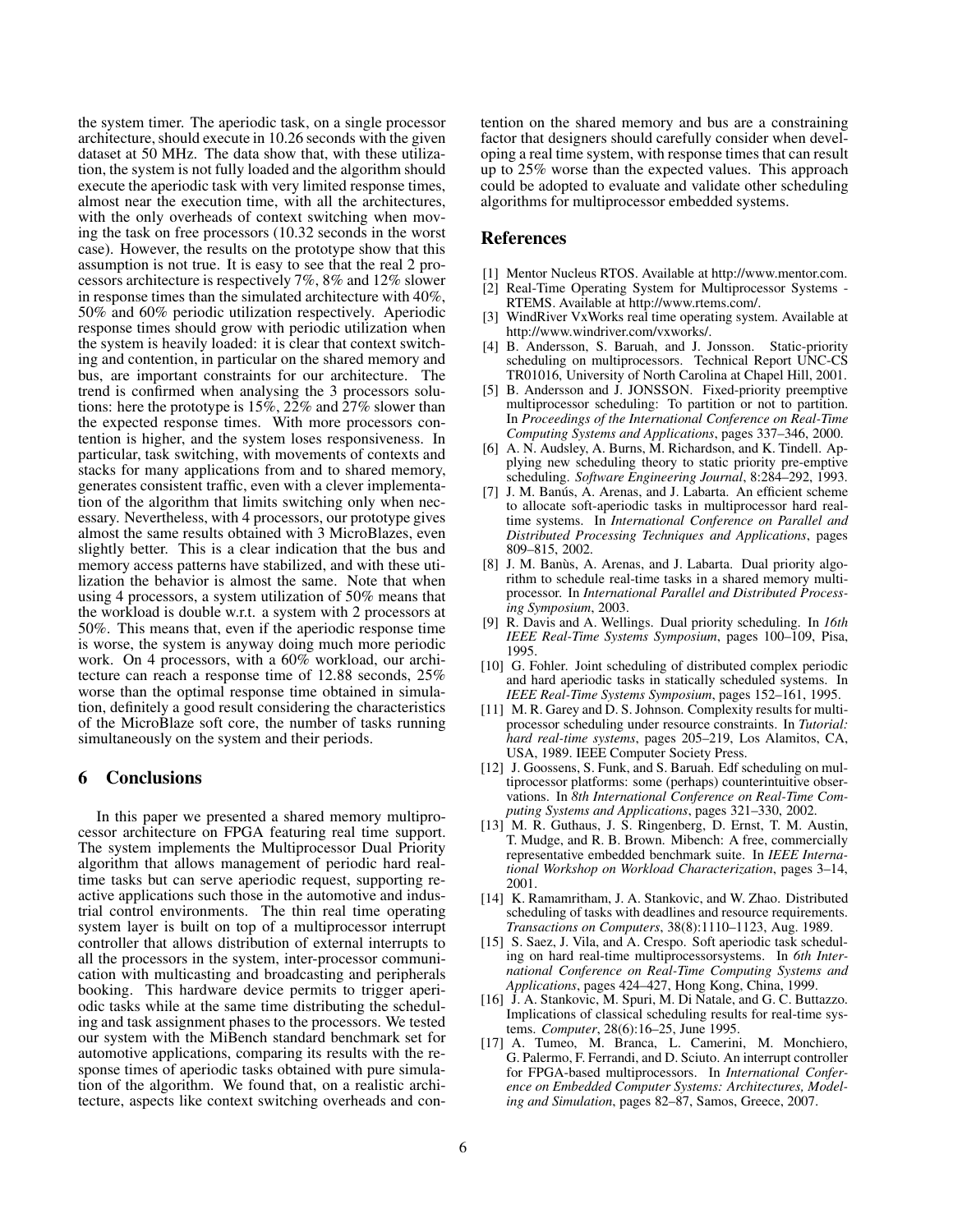the system timer. The aperiodic task, on a single processor architecture, should execute in 10.26 seconds with the given dataset at 50 MHz. The data show that, with these utilization, the system is not fully loaded and the algorithm should execute the aperiodic task with very limited response times, almost near the execution time, with all the architectures, with the only overheads of context switching when moving the task on free processors (10.32 seconds in the worst case). However, the results on the prototype show that this assumption is not true. It is easy to see that the real 2 processors architecture is respectively 7%, 8% and 12% slower in response times than the simulated architecture with 40%, 50% and 60% periodic utilization respectively. Aperiodic response times should grow with periodic utilization when the system is heavily loaded: it is clear that context switching and contention, in particular on the shared memory and bus, are important constraints for our architecture. The trend is confirmed when analysing the 3 processors solutions: here the prototype is 15%, 22% and 27% slower than the expected response times. With more processors contention is higher, and the system loses responsiveness. In particular, task switching, with movements of contexts and stacks for many applications from and to shared memory, generates consistent traffic, even with a clever implementation of the algorithm that limits switching only when necessary. Nevertheless, with 4 processors, our prototype gives almost the same results obtained with 3 MicroBlazes, even slightly better. This is a clear indication that the bus and memory access patterns have stabilized, and with these utilization the behavior is almost the same. Note that when using 4 processors, a system utilization of 50% means that the workload is double w.r.t. a system with 2 processors at 50%. This means that, even if the aperiodic response time is worse, the system is anyway doing much more periodic work. On 4 processors, with a 60% workload, our architecture can reach a response time of 12.88 seconds, 25% worse than the optimal response time obtained in simulation, definitely a good result considering the characteristics of the MicroBlaze soft core, the number of tasks running simultaneously on the system and their periods.

## 6 Conclusions

In this paper we presented a shared memory multiprocessor architecture on FPGA featuring real time support. The system implements the Multiprocessor Dual Priority algorithm that allows management of periodic hard real-time tasks but can serve aperiodic request, supporting reactive applications such those in the automotive and industrial control environments. The thin real time operating system layer is built on top of a multiprocessor interrupt controller that allows distribution of external interrupts to all the processors in the system, inter-processor communication with multicasting and broadcasting and peripherals booking. This hardware device permits to trigger aperiodic tasks while at the same time distributing the scheduling and task assignment phases to the processors. We tested our system with the MiBench standard benchmark set for automotive applications, comparing its results with the response times of aperiodic tasks obtained with pure simulation of the algorithm. We found that, on a realistic architecture, aspects like context switching overheads and contention on the shared memory and bus are a constraining factor that designers should carefully consider when developing a real time system, with response times that can result up to 25% worse than the expected values. This approach could be adopted to evaluate and validate other scheduling algorithms for multiprocessor embedded systems.

## References

[1] Mentor Nucleus RTOS. Available at http://www.mentor.com.

[2] Real-Time Operating System for Multiprocessor Systems - RTEMS. Available at http://www.rtems.com/.

[3] WindRiver VxWorks real time operating system. Available at http://www.windriver.com/vxworks/.

[4] B. Andersson, S. Baruah, and J. Jonsson. Static-priority scheduling on multiprocessors. Technical Report UNC-CS TR01016, University of North Carolina at Chapel Hill, 2001.

[5] B. Andersson and J. JONSSON. Fixed-priority preemptive multiprocessor scheduling: To partition or not to partition. In *Proceedings of the International Conference on Real-Time Computing Systems and Applications*, pages 337–346, 2000.

[6] A. N. Audsley, A. Burns, M. Richardson, and K. Tindell. Applying new scheduling theory to static priority pre-emptive scheduling. *Software Engineering Journal*, 8:284–292, 1993.

[7] J. M. Banús, A. Arenas, and J. Labarta. An efficient scheme to allocate soft-aperiodic tasks in multiprocessor hard real-time systems. In *International Conference on Parallel and Distributed Processing Techniques and Applications*, pages 809–815, 2002.

[8] J. M. Banùs, A. Arenas, and J. Labarta. Dual priority algorithm to schedule real-time tasks in a shared memory multiprocessor. In *International Parallel and Distributed Processing Symposium*, 2003.

[9] R. Davis and A. Wellings. Dual priority scheduling. In *16th IEEE Real-Time Systems Symposium*, pages 100–109, Pisa, 1995.

[10] G. Fohler. Joint scheduling of distributed complex periodic and hard aperiodic tasks in statically scheduled systems. In *IEEE Real-Time Systems Symposium*, pages 152–161, 1995.

[11] M. R. Garey and D. S. Johnson. Complexity results for multiprocessor scheduling under resource constraints. In *Tutorial: hard real-time systems*, pages 205–219, Los Alamitos, CA, USA, 1989. IEEE Computer Society Press.

[12] J. Goossens, S. Funk, and S. Baruah. Edf scheduling on multiprocessor platforms: some (perhaps) counterintuitive observations. In *8th International Conference on Real-Time Computing Systems and Applications*, pages 321–330, 2002.

[13] M. R. Guthaus, J. S. Ringenberg, D. Ernst, T. M. Austin, T. Mudge, and R. B. Brown. Mibench: A free, commercially representative embedded benchmark suite. In *IEEE International Workshop on Workload Characterization*, pages 3–14, 2001.

[14] K. Ramamritham, J. A. Stankovic, and W. Zhao. Distributed scheduling of tasks with deadlines and resource requirements. *Transactions on Computers*, 38(8):1110–1123, Aug. 1989.

[15] S. Saez, J. Vila, and A. Crespo. Soft aperiodic task scheduling on hard real-time multiprocessorsystems. In *6th International Conference on Real-Time Computing Systems and Applications*, pages 424–427, Hong Kong, China, 1999.

[16] J. A. Stankovic, M. Spuri, M. Di Natale, and G. C. Buttazzo. Implications of classical scheduling results for real-time systems. *Computer*, 28(6):16–25, June 1995.

[17] A. Tumeo, M. Branca, L. Camerini, M. Monchiero, G. Palermo, F. Ferrandi, and D. Sciuto. An interrupt controller for FPGA-based multiprocessors. In *International Conference on Embedded Computer Systems: Architectures, Modeling and Simulation*, pages 82–87, Samos, Greece, 2007.